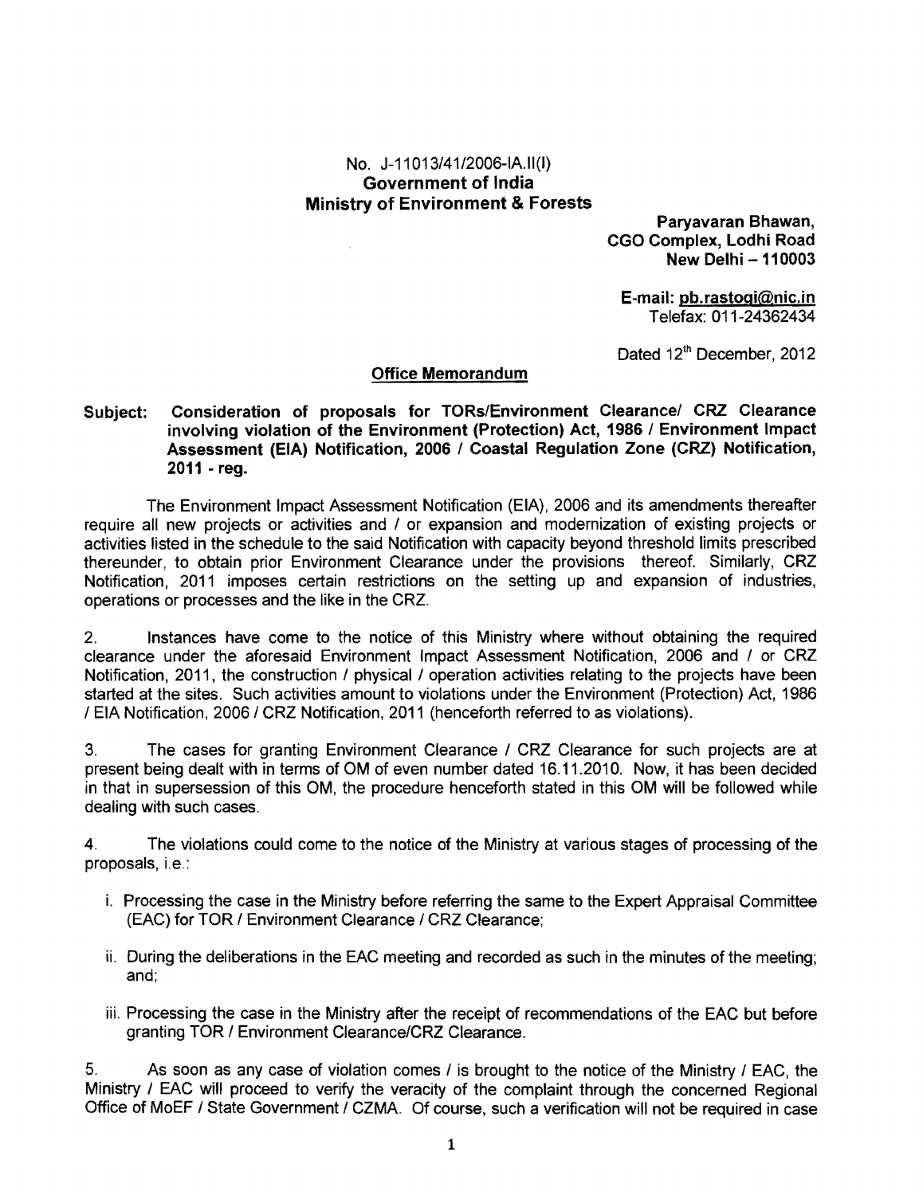No. J-11013/41/2006-IA.II(I)
**Government of India**
**Ministry of Environment & Forests**

**Paryavaran Bhawan,**
**CGO Complex, Lodhi Road**
**New Delhi – 110003**

**E-mail: pb.rastogi@nic.in**
Telefax: 011-24362434

Dated 12th December, 2012

**Office Memorandum**

**Subject: Consideration of proposals for TORs/Environment Clearance/ CRZ Clearance involving violation of the Environment (Protection) Act, 1986 / Environment Impact Assessment (EIA) Notification, 2006 / Coastal Regulation Zone (CRZ) Notification, 2011 - reg.**

The Environment Impact Assessment Notification (EIA), 2006 and its amendments thereafter require all new projects or activities and / or expansion and modernization of existing projects or activities listed in the schedule to the said Notification with capacity beyond threshold limits prescribed thereunder, to obtain prior Environment Clearance under the provisions thereof. Similarly, CRZ Notification, 2011 imposes certain restrictions on the setting up and expansion of industries, operations or processes and the like in the CRZ.

2. Instances have come to the notice of this Ministry where without obtaining the required clearance under the aforesaid Environment Impact Assessment Notification, 2006 and / or CRZ Notification, 2011, the construction / physical / operation activities relating to the projects have been started at the sites. Such activities amount to violations under the Environment (Protection) Act, 1986 / EIA Notification, 2006 / CRZ Notification, 2011 (henceforth referred to as violations).

3. The cases for granting Environment Clearance / CRZ Clearance for such projects are at present being dealt with in terms of OM of even number dated 16.11.2010. Now, it has been decided in that in supersession of this OM, the procedure henceforth stated in this OM will be followed while dealing with such cases.

4. The violations could come to the notice of the Ministry at various stages of processing of the proposals, i.e.:

i. Processing the case in the Ministry before referring the same to the Expert Appraisal Committee (EAC) for TOR / Environment Clearance / CRZ Clearance;

ii. During the deliberations in the EAC meeting and recorded as such in the minutes of the meeting; and;

iii. Processing the case in the Ministry after the receipt of recommendations of the EAC but before granting TOR / Environment Clearance/CRZ Clearance.

5. As soon as any case of violation comes / is brought to the notice of the Ministry / EAC, the Ministry / EAC will proceed to verify the veracity of the complaint through the concerned Regional Office of MoEF / State Government / CZMA. Of course, such a verification will not be required in case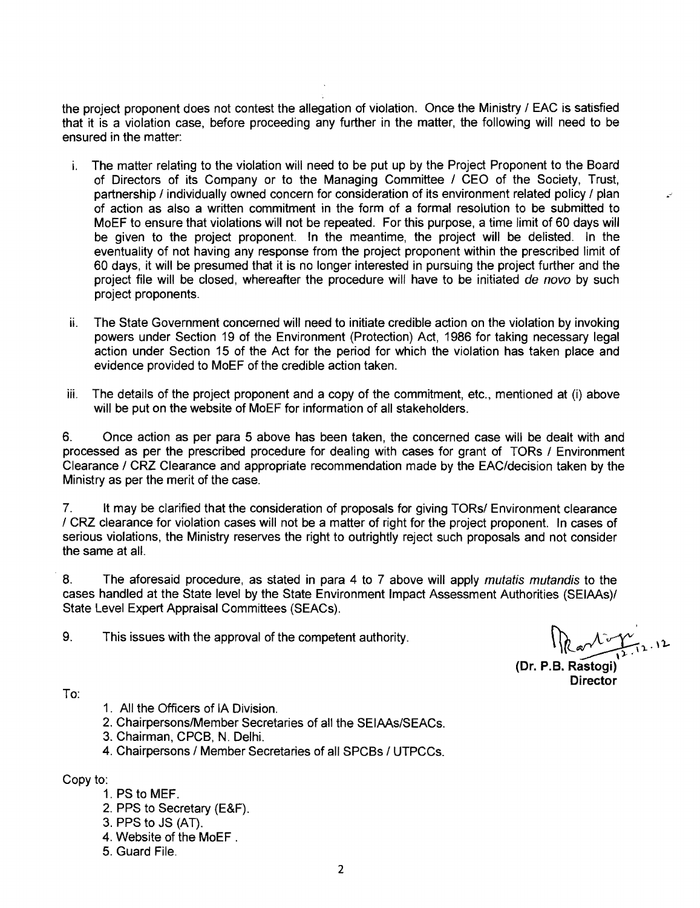the project proponent does not contest the allegation of violation. Once the Ministry / EAC is satisfied that it is a violation case, before proceeding any further in the matter, the following will need to be ensured in the matter:

i. The matter relating to the violation will need to be put up by the Project Proponent to the Board of Directors of its Company or to the Managing Committee / CEO of the Society, Trust, partnership / individually owned concern for consideration of its environment related policy / plan of action as also a written commitment in the form of a formal resolution to be submitted to MoEF to ensure that violations will not be repeated. For this purpose, a time limit of 60 days will be given to the project proponent. In the meantime, the project will be delisted. In the eventuality of not having any response from the project proponent within the prescribed limit of 60 days, it will be presumed that it is no longer interested in pursuing the project further and the project file will be closed, whereafter the procedure will have to be initiated *de novo* by such project proponents.

ii. The State Government concerned will need to initiate credible action on the violation by invoking powers under Section 19 of the Environment (Protection) Act, 1986 for taking necessary legal action under Section 15 of the Act for the period for which the violation has taken place and evidence provided to MoEF of the credible action taken.

iii. The details of the project proponent and a copy of the commitment, etc., mentioned at (i) above will be put on the website of MoEF for information of all stakeholders.

6. Once action as per para 5 above has been taken, the concerned case will be dealt with and processed as per the prescribed procedure for dealing with cases for grant of TORs / Environment Clearance / CRZ Clearance and appropriate recommendation made by the EAC/decision taken by the Ministry as per the merit of the case.

7. It may be clarified that the consideration of proposals for giving TORs/ Environment clearance / CRZ clearance for violation cases will not be a matter of right for the project proponent. In cases of serious violations, the Ministry reserves the right to outrightly reject such proposals and not consider the same at all.

8. The aforesaid procedure, as stated in para 4 to 7 above will apply *mutatis mutandis* to the cases handled at the State level by the State Environment Impact Assessment Authorities (SEIAAs)/ State Level Expert Appraisal Committees (SEACs).

9. This issues with the approval of the competent authority.

12.12.12

**(Dr. P.B. Rastogi)**
**Director**

To:

1. All the Officers of IA Division.
2. Chairpersons/Member Secretaries of all the SEIAAs/SEACs.
3. Chairman, CPCB, N. Delhi.
4. Chairpersons / Member Secretaries of all SPCBs / UTPCCs.

Copy to:

1. PS to MEF.
2. PPS to Secretary (E&F).
3. PPS to JS (AT).
4. Website of the MoEF .
5. Guard File.